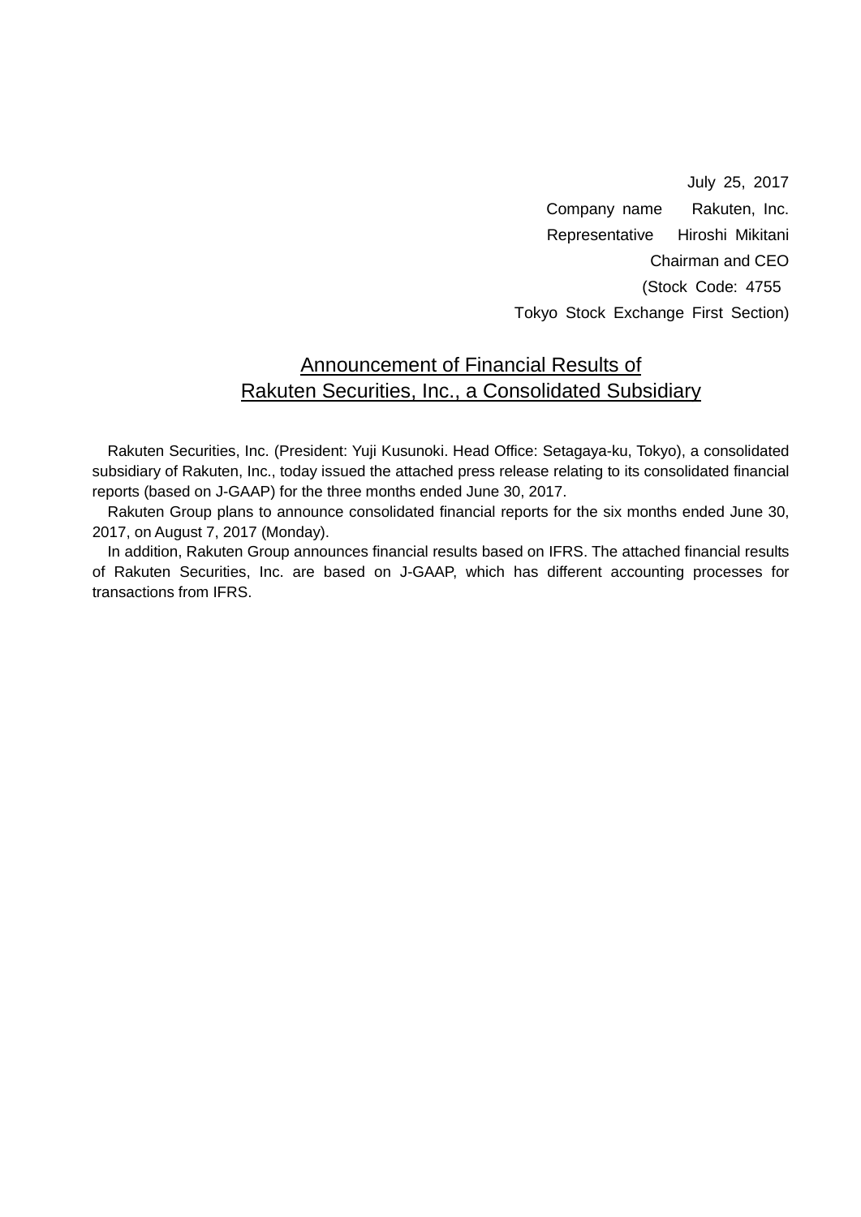July 25, 2017

Company name Rakuten, Inc.

Representative Hiroshi Mikitani

Chairman and CEO

(Stock Code: 4755

Tokyo Stock Exchange First Section)

# Announcement of Financial Results of Rakuten Securities, Inc., a Consolidated Subsidiary

Rakuten Securities, Inc. (President: Yuji Kusunoki. Head Office: Setagaya-ku, Tokyo), a consolidated subsidiary of Rakuten, Inc., today issued the attached press release relating to its consolidated financial reports (based on J-GAAP) for the three months ended June 30, 2017.

Rakuten Group plans to announce consolidated financial reports for the six months ended June 30, 2017, on August 7, 2017 (Monday).

In addition, Rakuten Group announces financial results based on IFRS. The attached financial results of Rakuten Securities, Inc. are based on J-GAAP, which has different accounting processes for transactions from IFRS.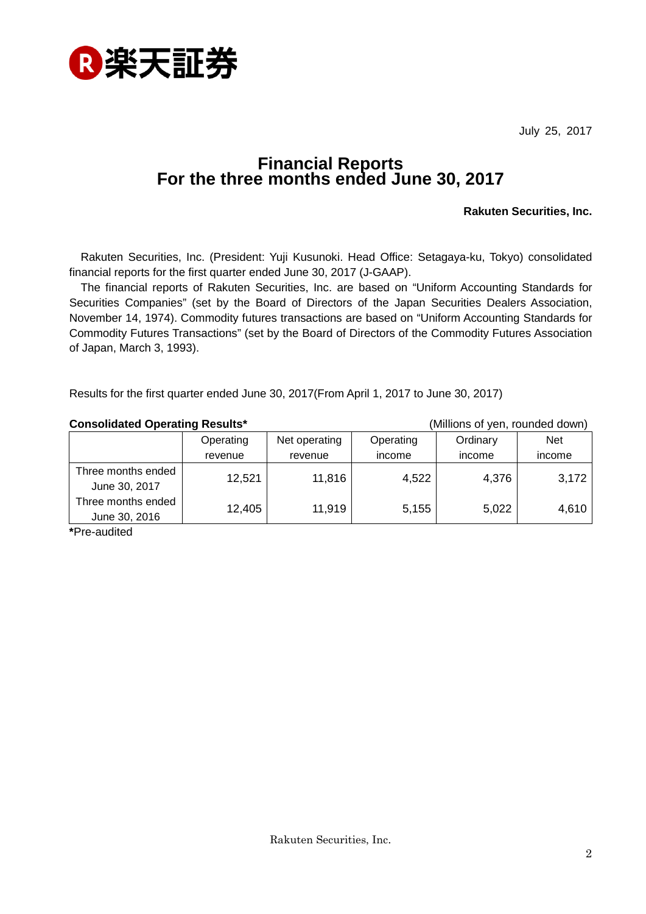楽天証券

July 25, 2017

# Financial Reports
# For the three months ended June 30, 2017

**Rakuten Securities, Inc.**

Rakuten Securities, Inc. (President: Yuji Kusunoki. Head Office: Setagaya-ku, Tokyo) consolidated financial reports for the first quarter ended June 30, 2017 (J-GAAP).

The financial reports of Rakuten Securities, Inc. are based on "Uniform Accounting Standards for Securities Companies" (set by the Board of Directors of the Japan Securities Dealers Association, November 14, 1974). Commodity futures transactions are based on "Uniform Accounting Standards for Commodity Futures Transactions" (set by the Board of Directors of the Commodity Futures Association of Japan, March 3, 1993).

Results for the first quarter ended June 30, 2017(From April 1, 2017 to June 30, 2017)

**Consolidated Operating Results*** (Millions of yen, rounded down)

| | Operating revenue | Net operating revenue | Operating income | Ordinary income | Net income |
|---|---|---|---|---|---|
| Three months ended June 30, 2017 | 12,521 | 11,816 | 4,522 | 4,376 | 3,172 |
| Three months ended June 30, 2016 | 12,405 | 11,919 | 5,155 | 5,022 | 4,610 |

***Pre-audited**

Rakuten Securities, Inc.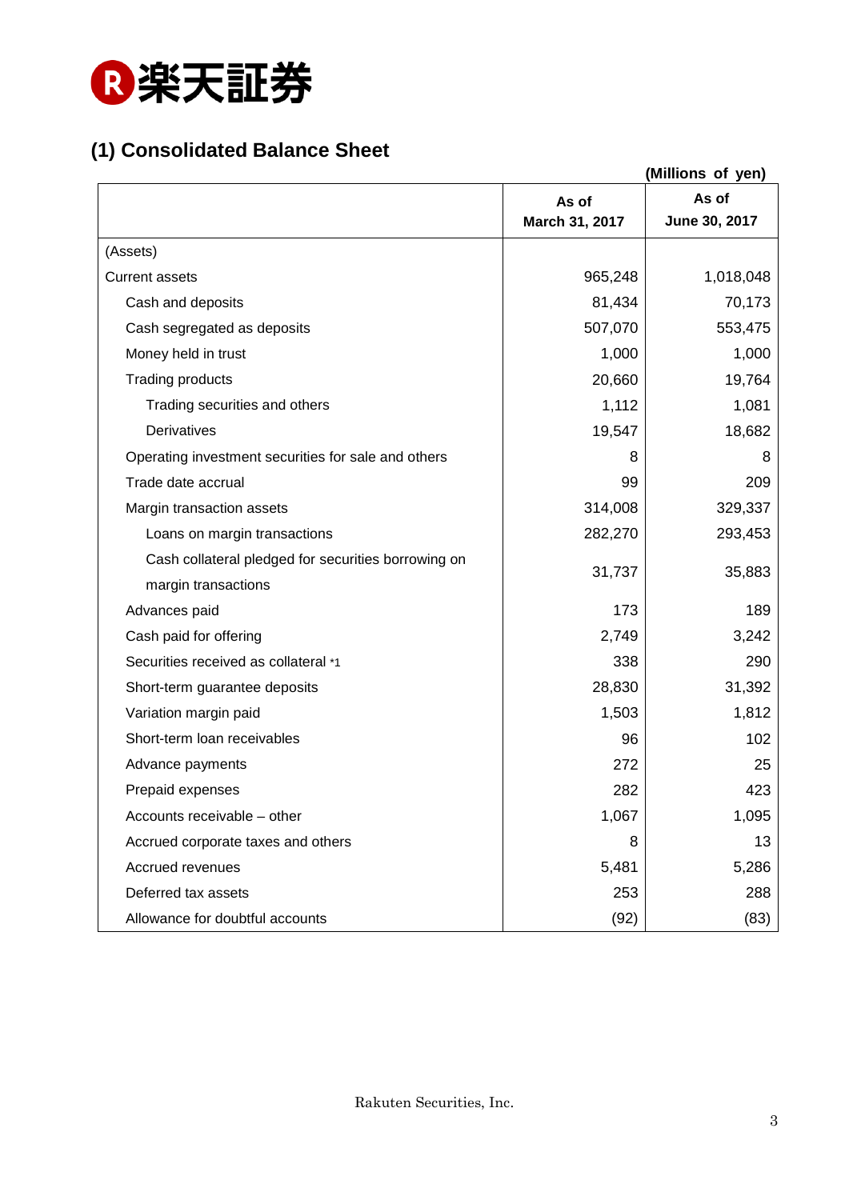楽天証券

## (1) Consolidated Balance Sheet

(Millions of yen)

| | As of March 31, 2017 | As of June 30, 2017 |
|---|---|---|
| (Assets) | | |
| Current assets | 965,248 | 1,018,048 |
| Cash and deposits | 81,434 | 70,173 |
| Cash segregated as deposits | 507,070 | 553,475 |
| Money held in trust | 1,000 | 1,000 |
| Trading products | 20,660 | 19,764 |
| Trading securities and others | 1,112 | 1,081 |
| Derivatives | 19,547 | 18,682 |
| Operating investment securities for sale and others | 8 | 8 |
| Trade date accrual | 99 | 209 |
| Margin transaction assets | 314,008 | 329,337 |
| Loans on margin transactions | 282,270 | 293,453 |
| Cash collateral pledged for securities borrowing on margin transactions | 31,737 | 35,883 |
| Advances paid | 173 | 189 |
| Cash paid for offering | 2,749 | 3,242 |
| Securities received as collateral *1 | 338 | 290 |
| Short-term guarantee deposits | 28,830 | 31,392 |
| Variation margin paid | 1,503 | 1,812 |
| Short-term loan receivables | 96 | 102 |
| Advance payments | 272 | 25 |
| Prepaid expenses | 282 | 423 |
| Accounts receivable – other | 1,067 | 1,095 |
| Accrued corporate taxes and others | 8 | 13 |
| Accrued revenues | 5,481 | 5,286 |
| Deferred tax assets | 253 | 288 |
| Allowance for doubtful accounts | (92) | (83) |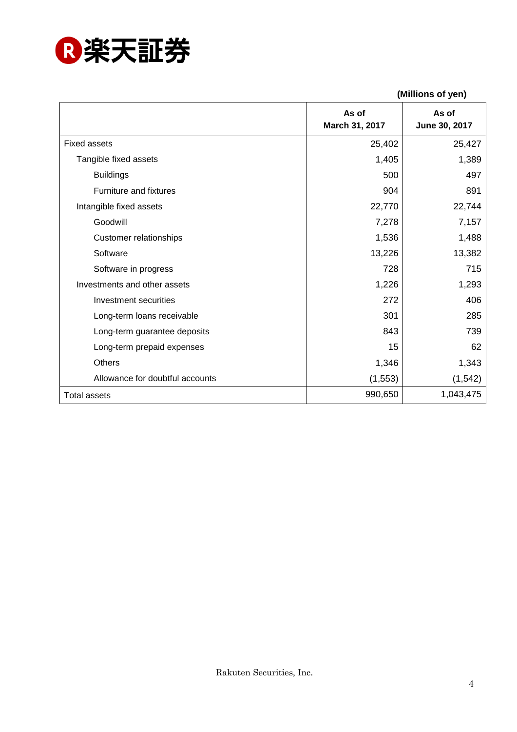(Millions of yen)

| | As of March 31, 2017 | As of June 30, 2017 |
|---|---|---|
| Fixed assets | 25,402 | 25,427 |
| Tangible fixed assets | 1,405 | 1,389 |
| Buildings | 500 | 497 |
| Furniture and fixtures | 904 | 891 |
| Intangible fixed assets | 22,770 | 22,744 |
| Goodwill | 7,278 | 7,157 |
| Customer relationships | 1,536 | 1,488 |
| Software | 13,226 | 13,382 |
| Software in progress | 728 | 715 |
| Investments and other assets | 1,226 | 1,293 |
| Investment securities | 272 | 406 |
| Long-term loans receivable | 301 | 285 |
| Long-term guarantee deposits | 843 | 739 |
| Long-term prepaid expenses | 15 | 62 |
| Others | 1,346 | 1,343 |
| Allowance for doubtful accounts | (1,553) | (1,542) |
| Total assets | 990,650 | 1,043,475 |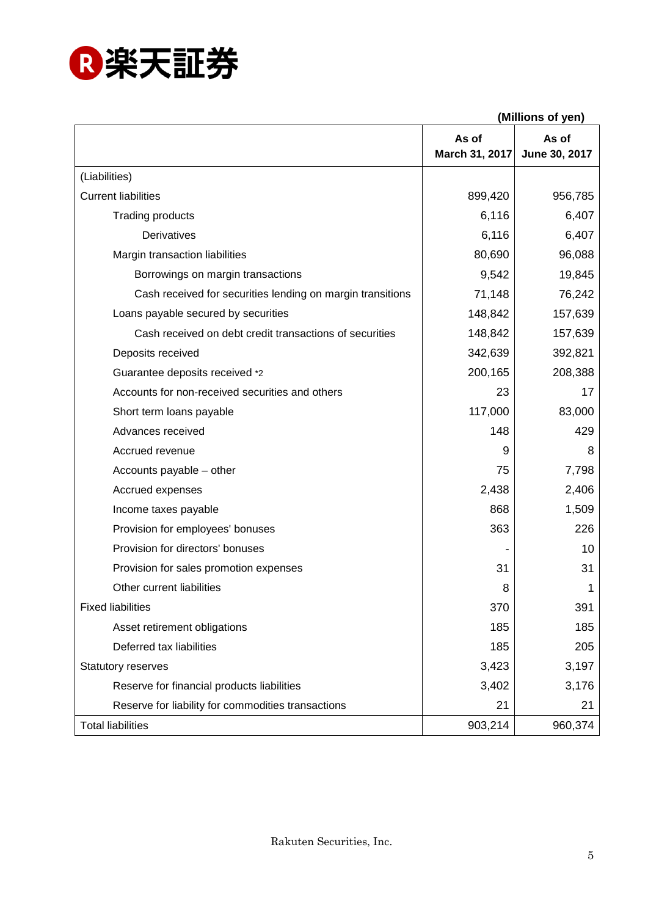(Millions of yen)

| | As of March 31, 2017 | As of June 30, 2017 |
|---|---|---|
| (Liabilities) | | |
| Current liabilities | 899,420 | 956,785 |
| Trading products | 6,116 | 6,407 |
| Derivatives | 6,116 | 6,407 |
| Margin transaction liabilities | 80,690 | 96,088 |
| Borrowings on margin transactions | 9,542 | 19,845 |
| Cash received for securities lending on margin transitions | 71,148 | 76,242 |
| Loans payable secured by securities | 148,842 | 157,639 |
| Cash received on debt credit transactions of securities | 148,842 | 157,639 |
| Deposits received | 342,639 | 392,821 |
| Guarantee deposits received *2 | 200,165 | 208,388 |
| Accounts for non-received securities and others | 23 | 17 |
| Short term loans payable | 117,000 | 83,000 |
| Advances received | 148 | 429 |
| Accrued revenue | 9 | 8 |
| Accounts payable – other | 75 | 7,798 |
| Accrued expenses | 2,438 | 2,406 |
| Income taxes payable | 868 | 1,509 |
| Provision for employees' bonuses | 363 | 226 |
| Provision for directors' bonuses | - | 10 |
| Provision for sales promotion expenses | 31 | 31 |
| Other current liabilities | 8 | 1 |
| Fixed liabilities | 370 | 391 |
| Asset retirement obligations | 185 | 185 |
| Deferred tax liabilities | 185 | 205 |
| Statutory reserves | 3,423 | 3,197 |
| Reserve for financial products liabilities | 3,402 | 3,176 |
| Reserve for liability for commodities transactions | 21 | 21 |
| Total liabilities | 903,214 | 960,374 |

Rakuten Securities, Inc.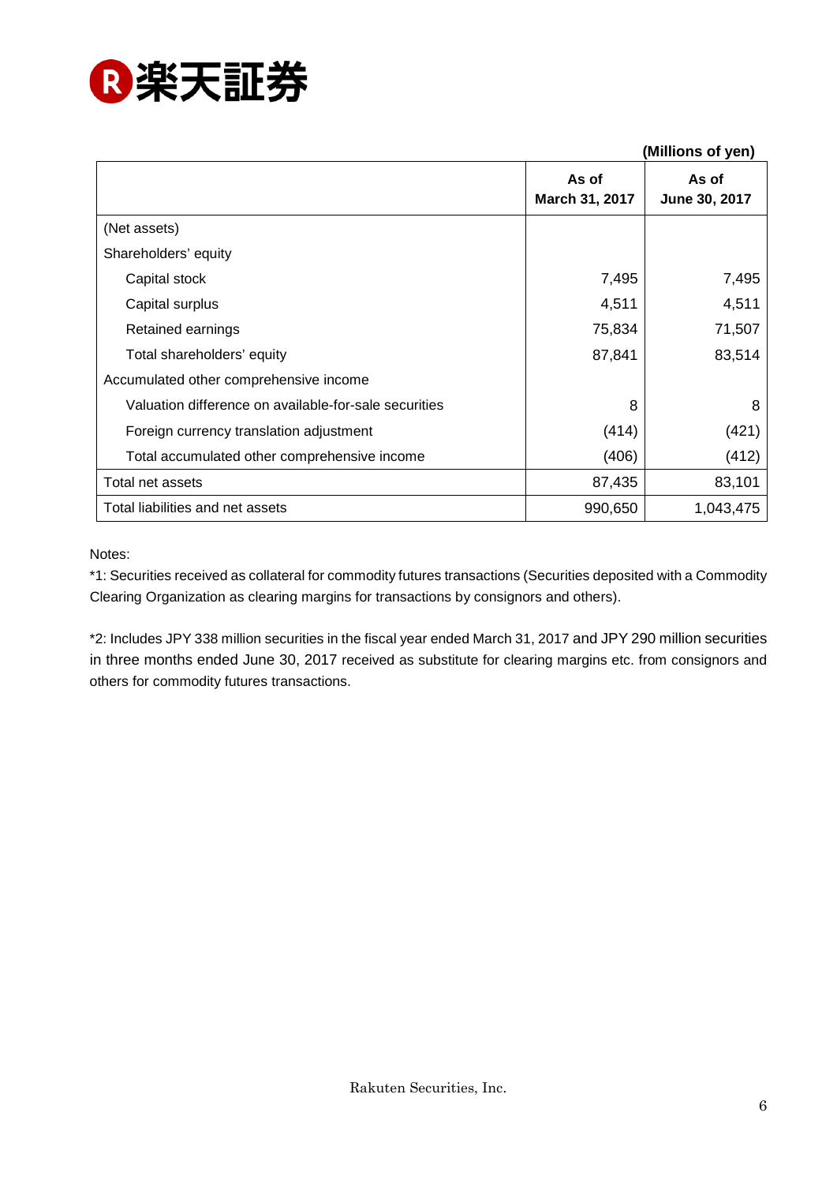楽天証券

(Millions of yen)

| | As of March 31, 2017 | As of June 30, 2017 |
|---|---|---|
| (Net assets) | | |
| Shareholders' equity | | |
| Capital stock | 7,495 | 7,495 |
| Capital surplus | 4,511 | 4,511 |
| Retained earnings | 75,834 | 71,507 |
| Total shareholders' equity | 87,841 | 83,514 |
| Accumulated other comprehensive income | | |
| Valuation difference on available-for-sale securities | 8 | 8 |
| Foreign currency translation adjustment | (414) | (421) |
| Total accumulated other comprehensive income | (406) | (412) |
| Total net assets | 87,435 | 83,101 |
| Total liabilities and net assets | 990,650 | 1,043,475 |

Notes:

*1: Securities received as collateral for commodity futures transactions (Securities deposited with a Commodity Clearing Organization as clearing margins for transactions by consignors and others).

*2: Includes JPY 338 million securities in the fiscal year ended March 31, 2017 and JPY 290 million securities in three months ended June 30, 2017 received as substitute for clearing margins etc. from consignors and others for commodity futures transactions.

Rakuten Securities, Inc.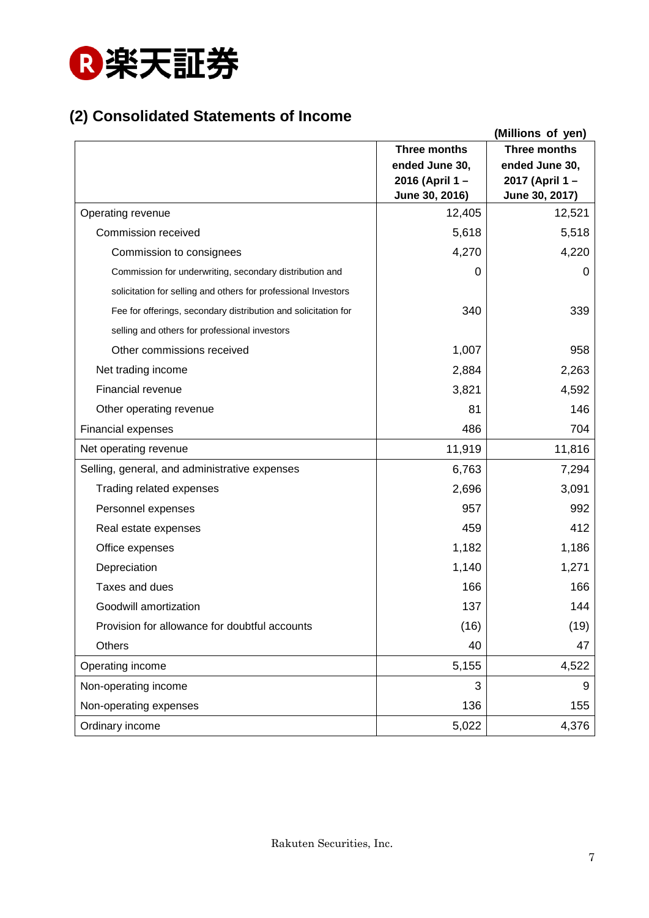## (2) Consolidated Statements of Income

(Millions of yen)

| | Three months ended June 30, 2016 (April 1 – June 30, 2016) | Three months ended June 30, 2017 (April 1 – June 30, 2017) |
|---|---:|---:|
| Operating revenue | 12,405 | 12,521 |
| Commission received | 5,618 | 5,518 |
| Commission to consignees | 4,270 | 4,220 |
| Commission for underwriting, secondary distribution and solicitation for selling and others for professional Investors | 0 | 0 |
| Fee for offerings, secondary distribution and solicitation for selling and others for professional investors | 340 | 339 |
| Other commissions received | 1,007 | 958 |
| Net trading income | 2,884 | 2,263 |
| Financial revenue | 3,821 | 4,592 |
| Other operating revenue | 81 | 146 |
| Financial expenses | 486 | 704 |
| Net operating revenue | 11,919 | 11,816 |
| Selling, general, and administrative expenses | 6,763 | 7,294 |
| Trading related expenses | 2,696 | 3,091 |
| Personnel expenses | 957 | 992 |
| Real estate expenses | 459 | 412 |
| Office expenses | 1,182 | 1,186 |
| Depreciation | 1,140 | 1,271 |
| Taxes and dues | 166 | 166 |
| Goodwill amortization | 137 | 144 |
| Provision for allowance for doubtful accounts | (16) | (19) |
| Others | 40 | 47 |
| Operating income | 5,155 | 4,522 |
| Non-operating income | 3 | 9 |
| Non-operating expenses | 136 | 155 |
| Ordinary income | 5,022 | 4,376 |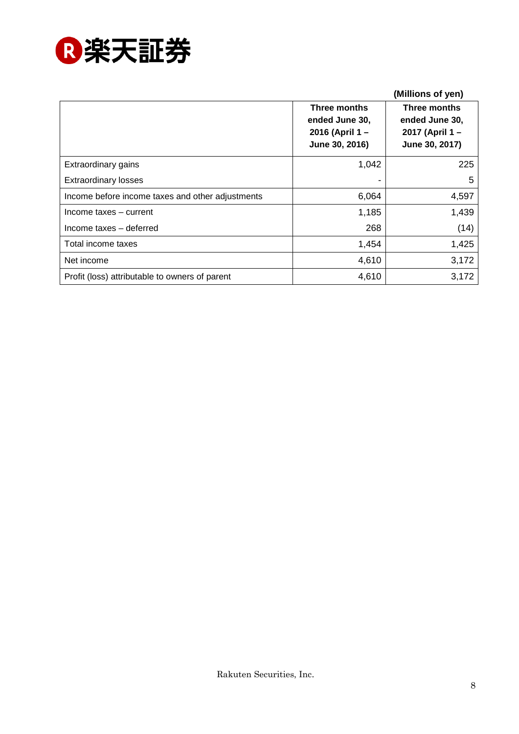(Millions of yen)

| | Three months ended June 30, 2016 (April 1 – June 30, 2016) | Three months ended June 30, 2017 (April 1 – June 30, 2017) |
|---|---|---|
| Extraordinary gains | 1,042 | 225 |
| Extraordinary losses | - | 5 |
| Income before income taxes and other adjustments | 6,064 | 4,597 |
| Income taxes – current | 1,185 | 1,439 |
| Income taxes – deferred | 268 | (14) |
| Total income taxes | 1,454 | 1,425 |
| Net income | 4,610 | 3,172 |
| Profit (loss) attributable to owners of parent | 4,610 | 3,172 |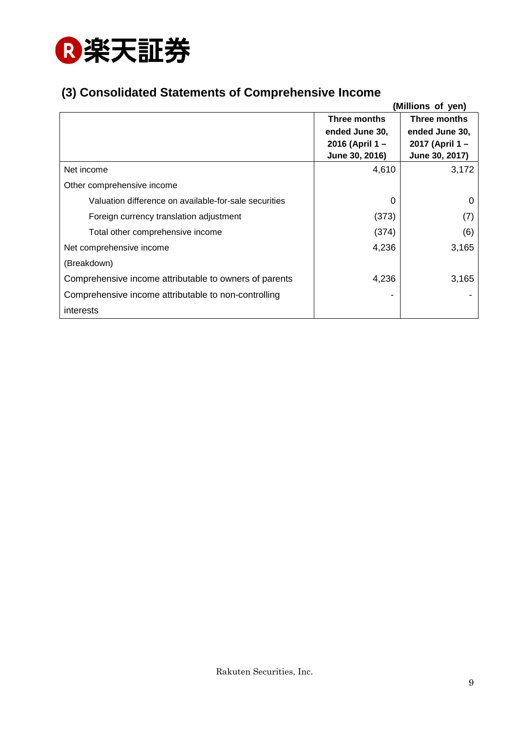## (3) Consolidated Statements of Comprehensive Income

(Millions of yen)

| | Three months ended June 30, 2016 (April 1 – June 30, 2016) | Three months ended June 30, 2017 (April 1 – June 30, 2017) |
|---|---|---|
| Net income | 4,610 | 3,172 |
| Other comprehensive income | | |
| Valuation difference on available-for-sale securities | 0 | 0 |
| Foreign currency translation adjustment | (373) | (7) |
| Total other comprehensive income | (374) | (6) |
| Net comprehensive income | 4,236 | 3,165 |
| (Breakdown) | | |
| Comprehensive income attributable to owners of parents | 4,236 | 3,165 |
| Comprehensive income attributable to non-controlling interests | - | - |

Rakuten Securities, Inc.